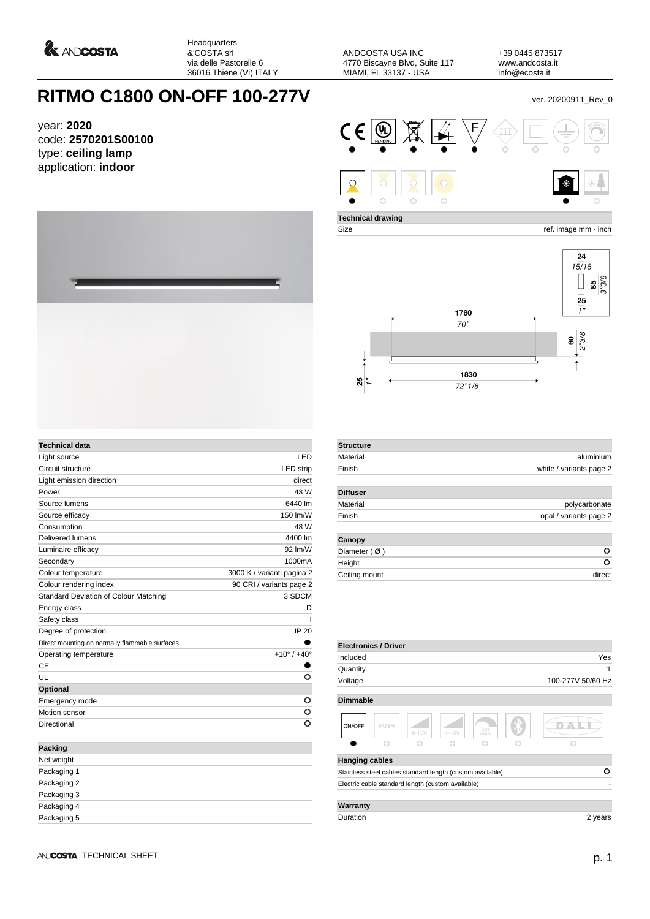Headquarters
&'COSTA srl
via delle Pastorelle 6
36016 Thiene (VI) ITALY

ANDCOSTA USA INC
4770 Biscayne Blvd, Suite 117
MIAMI, FL 33137 - USA

+39 0445 873517
www.andcosta.it
info@ecosta.it

# RITMO C1800 ON-OFF 100-277V

ver. 20200911_Rev_0

year: **2020**
code: **2570201S00100**
type: **ceiling lamp**
application: **indoor**

**Technical drawing**

Size — ref. image mm - inch

1780 / 70"
1830 / 72"1/8
60 / 2"3/8
25 / 1"
24 / 15/16
85 / 3"3/8
25 / 1"

| Technical data | |
|---|---|
| Light source | LED |
| Circuit structure | LED strip |
| Light emission direction | direct |
| Power | 43 W |
| Source lumens | 6440 lm |
| Source efficacy | 150 lm/W |
| Consumption | 48 W |
| Delivered lumens | 4400 lm |
| Luminaire efficacy | 92 lm/W |
| Secondary | 1000mA |
| Colour temperature | 3000 K / varianti pagina 2 |
| Colour rendering index | 90 CRI / variants page 2 |
| Standard Deviation of Colour Matching | 3 SDCM |
| Energy class | D |
| Safety class | I |
| Degree of protection | IP 20 |
| Direct mounting on normally flammable surfaces | ● |
| Operating temperature | +10° / +40° |
| CE | ● |
| UL | ○ |
| **Optional** | |
| Emergency mode | ○ |
| Motion sensor | ○ |
| Directional | ○ |

| Packing | |
|---|---|
| Net weight | |
| Packaging 1 | |
| Packaging 2 | |
| Packaging 3 | |
| Packaging 4 | |
| Packaging 5 | |

| Structure | |
|---|---|
| Material | aluminium |
| Finish | white / variants page 2 |

| Diffuser | |
|---|---|
| Material | polycarbonate |
| Finish | opal / variants page 2 |

| Canopy | |
|---|---|
| Diameter ( Ø ) | ○ |
| Height | ○ |
| Ceiling mount | direct |

| Electronics / Driver | |
|---|---|
| Included | Yes |
| Quantity | 1 |
| Voltage | 100-277V 50/60 Hz |

**Dimmable**

| ON/OFF | PUSH | 0-10V | 1-10V | CUT PHASE | Bluetooth | DALI |
|---|---|---|---|---|---|---|
| ● | ○ | ○ | ○ | ○ | ○ | ○ |

| Hanging cables | |
|---|---|
| Stainless steel cables standard length (custom available) | ○ |
| Electric cable standard length (custom available) | - |

| Warranty | |
|---|---|
| Duration | 2 years |

ANDCOSTA TECHNICAL SHEET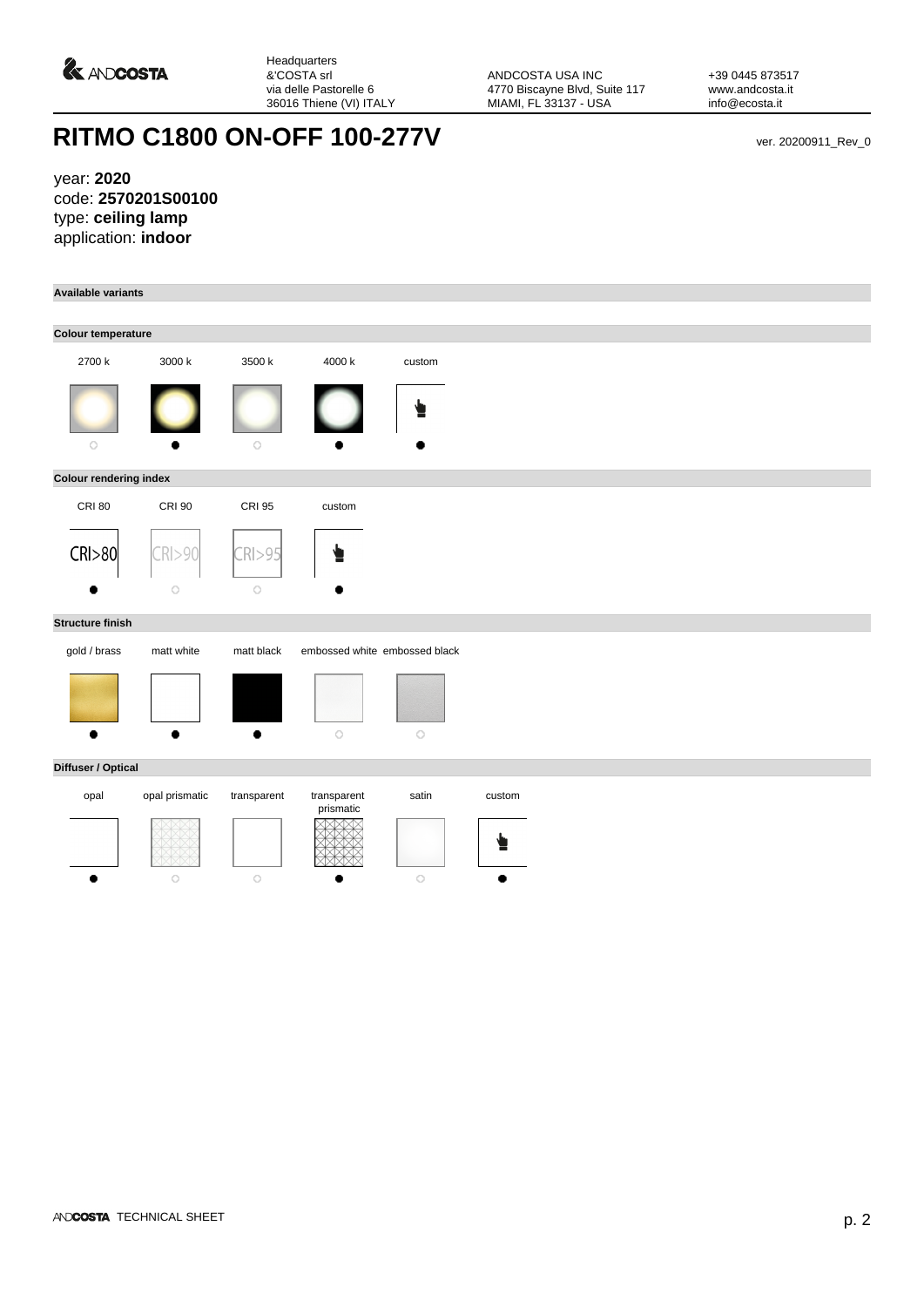# RITMO C1800 ON-OFF 100-277V

ver. 20200911_Rev_0

year: **2020**
code: **2570201S00100**
type: **ceiling lamp**
application: **indoor**

## Available variants

### Colour temperature

| 2700 k | 3000 k | 3500 k | 4000 k | custom |
|---|---|---|---|---|
| ○ | ● | ○ | ● | ● |

### Colour rendering index

| CRI 80 | CRI 90 | CRI 95 | custom |
|---|---|---|---|
| CRI>80 | CRI>90 | CRI>95 | |
| ● | ○ | ○ | ● |

### Structure finish

| gold / brass | matt white | matt black | embossed white | embossed black |
|---|---|---|---|---|
| ● | ● | ● | ○ | ○ |

### Diffuser / Optical

| opal | opal prismatic | transparent | transparent prismatic | satin | custom |
|---|---|---|---|---|---|
| ● | ○ | ○ | ● | ○ | ● |